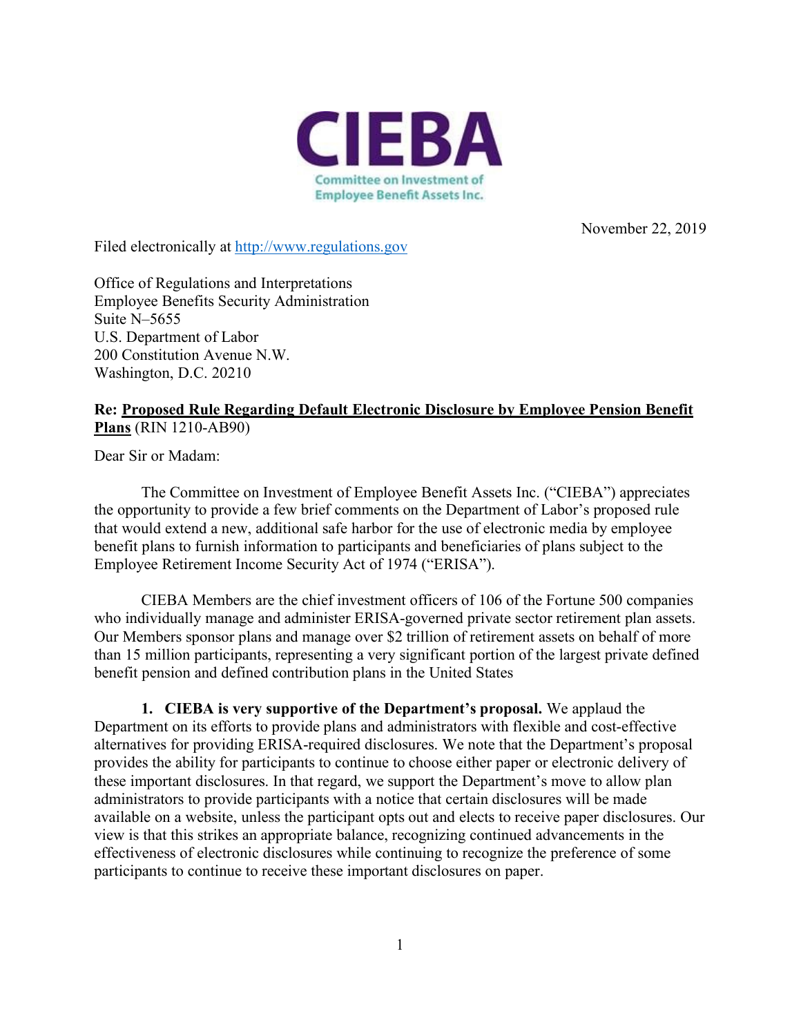**CIEBA**

Committee on Investment of Employee Benefit Assets Inc.

November 22, 2019

Filed electronically at http://www.regulations.gov

Office of Regulations and Interpretations
Employee Benefits Security Administration
Suite N–5655
U.S. Department of Labor
200 Constitution Avenue N.W.
Washington, D.C. 20210

**Re: Proposed Rule Regarding Default Electronic Disclosure by Employee Pension Benefit Plans** (RIN 1210-AB90)

Dear Sir or Madam:

The Committee on Investment of Employee Benefit Assets Inc. ("CIEBA") appreciates the opportunity to provide a few brief comments on the Department of Labor's proposed rule that would extend a new, additional safe harbor for the use of electronic media by employee benefit plans to furnish information to participants and beneficiaries of plans subject to the Employee Retirement Income Security Act of 1974 ("ERISA").

CIEBA Members are the chief investment officers of 106 of the Fortune 500 companies who individually manage and administer ERISA-governed private sector retirement plan assets. Our Members sponsor plans and manage over $2 trillion of retirement assets on behalf of more than 15 million participants, representing a very significant portion of the largest private defined benefit pension and defined contribution plans in the United States

**1. CIEBA is very supportive of the Department's proposal.** We applaud the Department on its efforts to provide plans and administrators with flexible and cost-effective alternatives for providing ERISA-required disclosures. We note that the Department's proposal provides the ability for participants to continue to choose either paper or electronic delivery of these important disclosures. In that regard, we support the Department's move to allow plan administrators to provide participants with a notice that certain disclosures will be made available on a website, unless the participant opts out and elects to receive paper disclosures. Our view is that this strikes an appropriate balance, recognizing continued advancements in the effectiveness of electronic disclosures while continuing to recognize the preference of some participants to continue to receive these important disclosures on paper.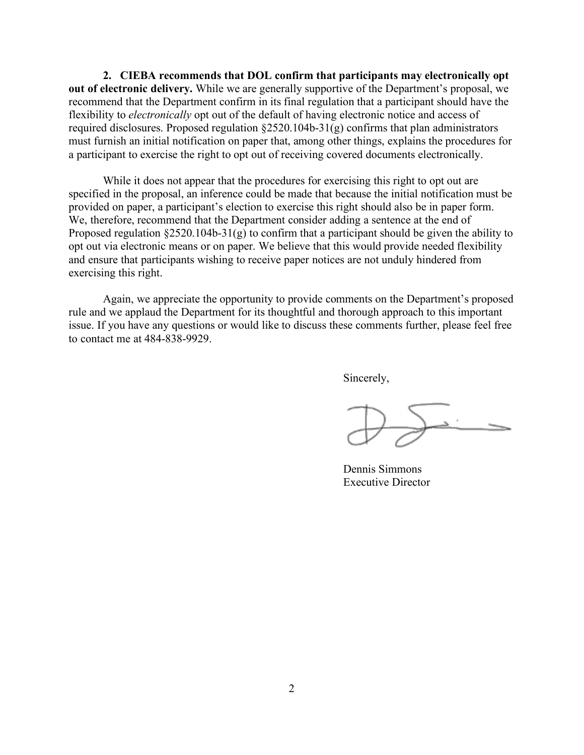**2. CIEBA recommends that DOL confirm that participants may electronically opt out of electronic delivery.** While we are generally supportive of the Department's proposal, we recommend that the Department confirm in its final regulation that a participant should have the flexibility to *electronically* opt out of the default of having electronic notice and access of required disclosures. Proposed regulation §2520.104b-31(g) confirms that plan administrators must furnish an initial notification on paper that, among other things, explains the procedures for a participant to exercise the right to opt out of receiving covered documents electronically.

While it does not appear that the procedures for exercising this right to opt out are specified in the proposal, an inference could be made that because the initial notification must be provided on paper, a participant's election to exercise this right should also be in paper form. We, therefore, recommend that the Department consider adding a sentence at the end of Proposed regulation §2520.104b-31(g) to confirm that a participant should be given the ability to opt out via electronic means or on paper. We believe that this would provide needed flexibility and ensure that participants wishing to receive paper notices are not unduly hindered from exercising this right.

Again, we appreciate the opportunity to provide comments on the Department's proposed rule and we applaud the Department for its thoughtful and thorough approach to this important issue. If you have any questions or would like to discuss these comments further, please feel free to contact me at 484-838-9929.

Sincerely,

Dennis Simmons
Executive Director